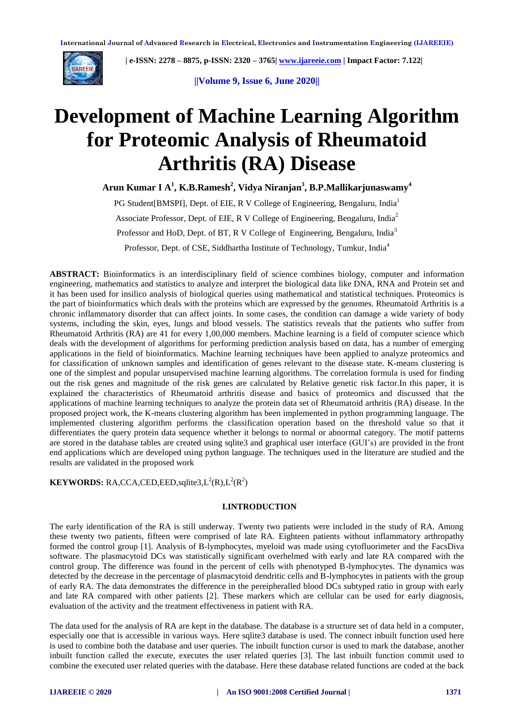# Development of Machine Learning Algorithm for Proteomic Analysis of Rheumatoid Arthritis (RA) Disease

**Arun Kumar I A[1], K.B.Ramesh[2], Vidya Niranjan[3], B.P.Mallikarjunaswamy[4]**

PG Student[BMSPI], Dept. of EIE, R V College of Engineering, Bengaluru, India[1]

Associate Professor, Dept. of EIE, R V College of Engineering, Bengaluru, India[2]

Professor and HoD, Dept. of BT, R V College of Engineering, Bengaluru, India[3]

Professor, Dept. of CSE, Siddhartha Institute of Technology, Tumkur, India[4]

**ABSTRACT:** Bioinformatics is an interdisciplinary field of science combines biology, computer and information engineering, mathematics and statistics to analyze and interpret the biological data like DNA, RNA and Protein set and it has been used for insilico analysis of biological queries using mathematical and statistical techniques. Proteomics is the part of bioinformatics which deals with the proteins which are expressed by the genomes. Rheumatoid Arthritis is a chronic inflammatory disorder that can affect joints. In some cases, the condition can damage a wide variety of body systems, including the skin, eyes, lungs and blood vessels. The statistics reveals that the patients who suffer from Rheumatoid Arthritis (RA) are 41 for every 1,00,000 members. Machine learning is a field of computer science which deals with the development of algorithms for performing prediction analysis based on data, has a number of emerging applications in the field of bioinformatics. Machine learning techniques have been applied to analyze proteomics and for classification of unknown samples and identification of genes relevant to the disease state. K-means clustering is one of the simplest and popular unsupervised machine learning algorithms. The correlation formula is used for finding out the risk genes and magnitude of the risk genes are calculated by Relative genetic risk factor.In this paper, it is explained the characteristics of Rheumatoid arthritis disease and basics of proteomics and discussed that the applications of machine learning techniques to analyze the protein data set of Rheumatoid arthritis (RA) disease. In the proposed project work, the K-means clustering algorithm has been implemented in python programming language. The implemented clustering algorithm performs the classification operation based on the threshold value so that it differentiates the query protein data sequence whether it belongs to normal or abnormal category. The motif patterns are stored in the database tables are created using sqlite3 and graphical user interface (GUI's) are provided in the front end applications which are developed using python language. The techniques used in the literature are studied and the results are validated in the proposed work

**KEYWORDS:** RA,CCA,CED,EED,sqlite3,$L^2(R)$,$L^2(R^2)$

## I.INTRODUCTION

The early identification of the RA is still underway. Twenty two patients were included in the study of RA. Among these twenty two patients, fifteen were comprised of late RA. Eighteen patients without inflammatory arthropathy formed the control group [1]. Analysis of B-lymphocytes, myeloid was made using cytofluorimeter and the FacsDiva software. The plasmacytoid DCs was statistically significant overhelmed with early and late RA compared with the control group. The difference was found in the percent of cells with phenotyped B-lymphocytes. The dynamics was detected by the decrease in the percentage of plasmacytoid dendritic cells and B-lymphocytes in patients with the group of early RA. The data demonstrates the difference in the pereipheralled blood DCs subtyped ratio in group with early and late RA compared with other patients [2]. These markers which are cellular can be used for early diagnosis, evaluation of the activity and the treatment effectiveness in patient with RA.

The data used for the analysis of RA are kept in the database. The database is a structure set of data held in a computer, especially one that is accessible in various ways. Here sqlite3 database is used. The connect inbuilt function used here is used to combine both the database and user queries. The inbuilt function cursor is used to mark the database, another inbuilt function called the execute, executes the user related queries [3]. The last inbuilt function commit used to combine the executed user related queries with the database. Here these database related functions are coded at the back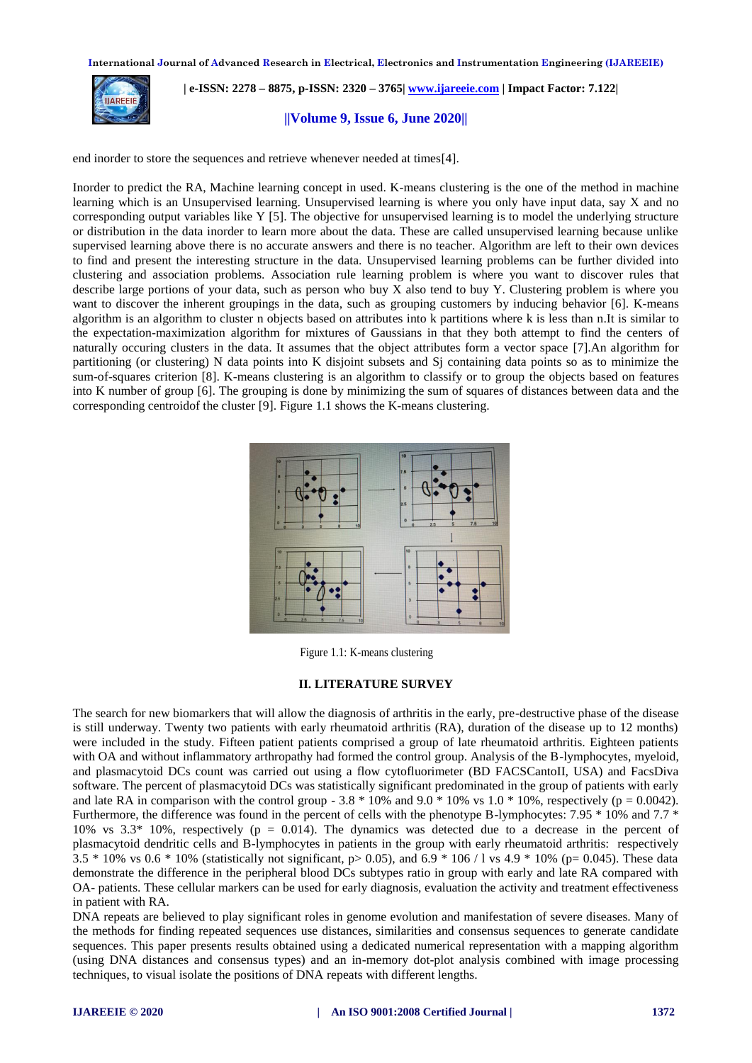end inorder to store the sequences and retrieve whenever needed at times[4].

Inorder to predict the RA, Machine learning concept in used. K-means clustering is the one of the method in machine learning which is an Unsupervised learning. Unsupervised learning is where you only have input data, say X and no corresponding output variables like Y [5]. The objective for unsupervised learning is to model the underlying structure or distribution in the data inorder to learn more about the data. These are called unsupervised learning because unlike supervised learning above there is no accurate answers and there is no teacher. Algorithm are left to their own devices to find and present the interesting structure in the data. Unsupervised learning problems can be further divided into clustering and association problems. Association rule learning problem is where you want to discover rules that describe large portions of your data, such as person who buy X also tend to buy Y. Clustering problem is where you want to discover the inherent groupings in the data, such as grouping customers by inducing behavior [6]. K-means algorithm is an algorithm to cluster n objects based on attributes into k partitions where k is less than n.It is similar to the expectation-maximization algorithm for mixtures of Gaussians in that they both attempt to find the centers of naturally occuring clusters in the data. It assumes that the object attributes form a vector space [7].An algorithm for partitioning (or clustering) N data points into K disjoint subsets and Sj containing data points so as to minimize the sum-of-squares criterion [8]. K-means clustering is an algorithm to classify or to group the objects based on features into K number of group [6]. The grouping is done by minimizing the sum of squares of distances between data and the corresponding centroidof the cluster [9]. Figure 1.1 shows the K-means clustering.

Figure 1.1: K-means clustering

## II. LITERATURE SURVEY

The search for new biomarkers that will allow the diagnosis of arthritis in the early, pre-destructive phase of the disease is still underway. Twenty two patients with early rheumatoid arthritis (RA), duration of the disease up to 12 months) were included in the study. Fifteen patient patients comprised a group of late rheumatoid arthritis. Eighteen patients with OA and without inflammatory arthropathy had formed the control group. Analysis of the B-lymphocytes, myeloid, and plasmacytoid DCs count was carried out using a flow cytofluorimeter (BD FACSCantoII, USA) and FacsDiva software. The percent of plasmacytoid DCs was statistically significant predominated in the group of patients with early and late RA in comparison with the control group - 3.8 * 10% and 9.0 * 10% vs 1.0 * 10%, respectively ($p = 0.0042$). Furthermore, the difference was found in the percent of cells with the phenotype B-lymphocytes: 7.95 * 10% and 7.7 * 10% vs 3.3* 10%, respectively ($p = 0.014$). The dynamics was detected due to a decrease in the percent of plasmacytoid dendritic cells and B-lymphocytes in patients in the group with early rheumatoid arthritis: respectively 3.5 * 10% vs 0.6 * 10% (statistically not significant, $p > 0.05$), and 6.9 * 106 / l vs 4.9 * 10% ($p = 0.045$). These data demonstrate the difference in the peripheral blood DCs subtypes ratio in group with early and late RA compared with OA- patients. These cellular markers can be used for early diagnosis, evaluation the activity and treatment effectiveness in patient with RA.

DNA repeats are believed to play significant roles in genome evolution and manifestation of severe diseases. Many of the methods for finding repeated sequences use distances, similarities and consensus sequences to generate candidate sequences. This paper presents results obtained using a dedicated numerical representation with a mapping algorithm (using DNA distances and consensus types) and an in-memory dot-plot analysis combined with image processing techniques, to visual isolate the positions of DNA repeats with different lengths.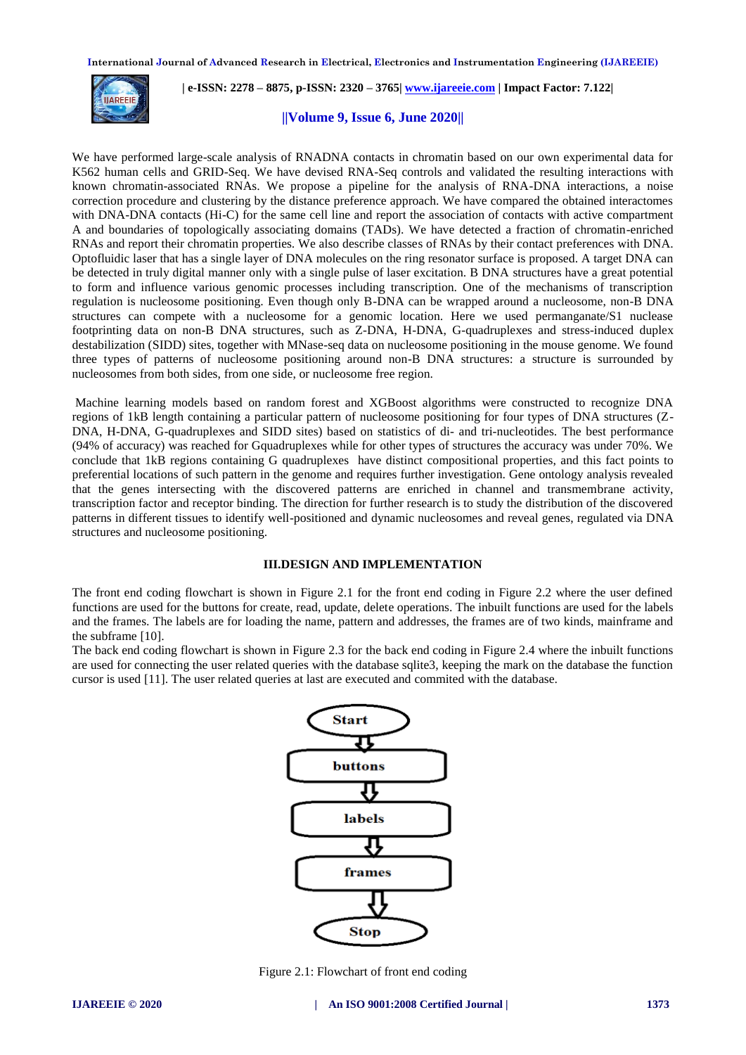We have performed large-scale analysis of RNADNA contacts in chromatin based on our own experimental data for K562 human cells and GRID-Seq. We have devised RNA-Seq controls and validated the resulting interactions with known chromatin-associated RNAs. We propose a pipeline for the analysis of RNA-DNA interactions, a noise correction procedure and clustering by the distance preference approach. We have compared the obtained interactomes with DNA-DNA contacts (Hi-C) for the same cell line and report the association of contacts with active compartment A and boundaries of topologically associating domains (TADs). We have detected a fraction of chromatin-enriched RNAs and report their chromatin properties. We also describe classes of RNAs by their contact preferences with DNA. Optofluidic laser that has a single layer of DNA molecules on the ring resonator surface is proposed. A target DNA can be detected in truly digital manner only with a single pulse of laser excitation. B DNA structures have a great potential to form and influence various genomic processes including transcription. One of the mechanisms of transcription regulation is nucleosome positioning. Even though only B-DNA can be wrapped around a nucleosome, non-B DNA structures can compete with a nucleosome for a genomic location. Here we used permanganate/S1 nuclease footprinting data on non-B DNA structures, such as Z-DNA, H-DNA, G-quadruplexes and stress-induced duplex destabilization (SIDD) sites, together with MNase-seq data on nucleosome positioning in the mouse genome. We found three types of patterns of nucleosome positioning around non-B DNA structures: a structure is surrounded by nucleosomes from both sides, from one side, or nucleosome free region.

Machine learning models based on random forest and XGBoost algorithms were constructed to recognize DNA regions of 1kB length containing a particular pattern of nucleosome positioning for four types of DNA structures (Z-DNA, H-DNA, G-quadruplexes and SIDD sites) based on statistics of di- and tri-nucleotides. The best performance (94% of accuracy) was reached for Gquadruplexes while for other types of structures the accuracy was under 70%. We conclude that 1kB regions containing G quadruplexes have distinct compositional properties, and this fact points to preferential locations of such pattern in the genome and requires further investigation. Gene ontology analysis revealed that the genes intersecting with the discovered patterns are enriched in channel and transmembrane activity, transcription factor and receptor binding. The direction for further research is to study the distribution of the discovered patterns in different tissues to identify well-positioned and dynamic nucleosomes and reveal genes, regulated via DNA structures and nucleosome positioning.

## III.DESIGN AND IMPLEMENTATION

The front end coding flowchart is shown in Figure 2.1 for the front end coding in Figure 2.2 where the user defined functions are used for the buttons for create, read, update, delete operations. The inbuilt functions are used for the labels and the frames. The labels are for loading the name, pattern and addresses, the frames are of two kinds, mainframe and the subframe [10].

The back end coding flowchart is shown in Figure 2.3 for the back end coding in Figure 2.4 where the inbuilt functions are used for connecting the user related queries with the database sqlite3, keeping the mark on the database the function cursor is used [11]. The user related queries at last are executed and commited with the database.

Start → buttons → labels → frames → Stop

Figure 2.1: Flowchart of front end coding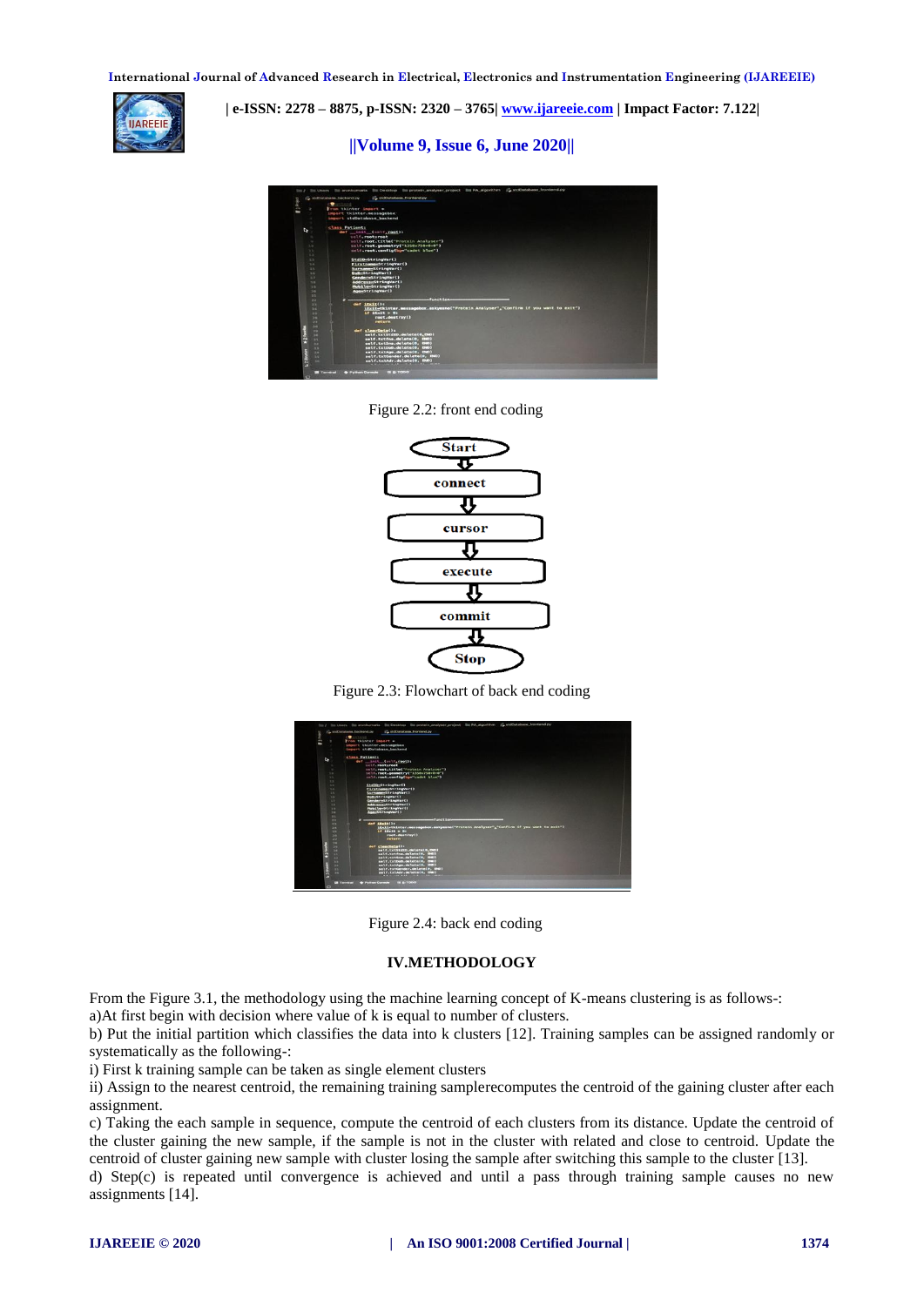Figure 2.2: front end coding

Figure 2.3: Flowchart of back end coding

Figure 2.4: back end coding

## IV.METHODOLOGY

From the Figure 3.1, the methodology using the machine learning concept of K-means clustering is as follows-:

a)At first begin with decision where value of k is equal to number of clusters.

b) Put the initial partition which classifies the data into k clusters [12]. Training samples can be assigned randomly or systematically as the following-:

i) First k training sample can be taken as single element clusters

ii) Assign to the nearest centroid, the remaining training samplerecomputes the centroid of the gaining cluster after each assignment.

c) Taking the each sample in sequence, compute the centroid of each clusters from its distance. Update the centroid of the cluster gaining the new sample, if the sample is not in the cluster with related and close to centroid. Update the centroid of cluster gaining new sample with cluster losing the sample after switching this sample to the cluster [13].

d) Step(c) is repeated until convergence is achieved and until a pass through training sample causes no new assignments [14].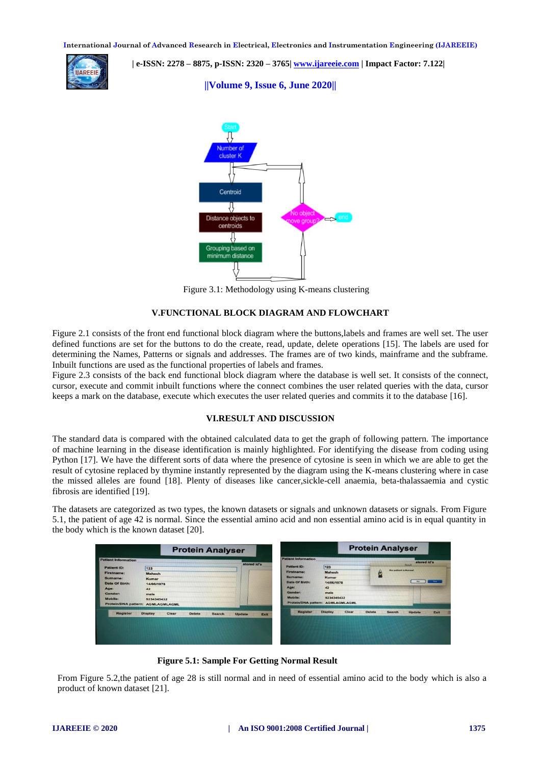Figure 3.1: Methodology using K-means clustering

## V.FUNCTIONAL BLOCK DIAGRAM AND FLOWCHART

Figure 2.1 consists of the front end functional block diagram where the buttons,labels and frames are well set. The user defined functions are set for the buttons to do the create, read, update, delete operations [15]. The labels are used for determining the Names, Patterns or signals and addresses. The frames are of two kinds, mainframe and the subframe. Inbuilt functions are used as the functional properties of labels and frames.
Figure 2.3 consists of the back end functional block diagram where the database is well set. It consists of the connect, cursor, execute and commit inbuilt functions where the connect combines the user related queries with the data, cursor keeps a mark on the database, execute which executes the user related queries and commits it to the database [16].

## VI.RESULT AND DISCUSSION

The standard data is compared with the obtained calculated data to get the graph of following pattern. The importance of machine learning in the disease identification is mainly highlighted. For identifying the disease from coding using Python [17]. We have the different sorts of data where the presence of cytosine is seen in which we are able to get the result of cytosine replaced by thymine instantly represented by the diagram using the K-means clustering where in case the missed alleles are found [18]. Plenty of diseases like cancer,sickle-cell anaemia, beta-thalassaemia and cystic fibrosis are identified [19].

The datasets are categorized as two types, the known datasets or signals and unknown datasets or signals. From Figure 5.1, the patient of age 42 is normal. Since the essential amino acid and non essential amino acid is in equal quantity in the body which is the known dataset [20].

**Figure 5.1: Sample For Getting Normal Result**

From Figure 5.2,the patient of age 28 is still normal and in need of essential amino acid to the body which is also a product of known dataset [21].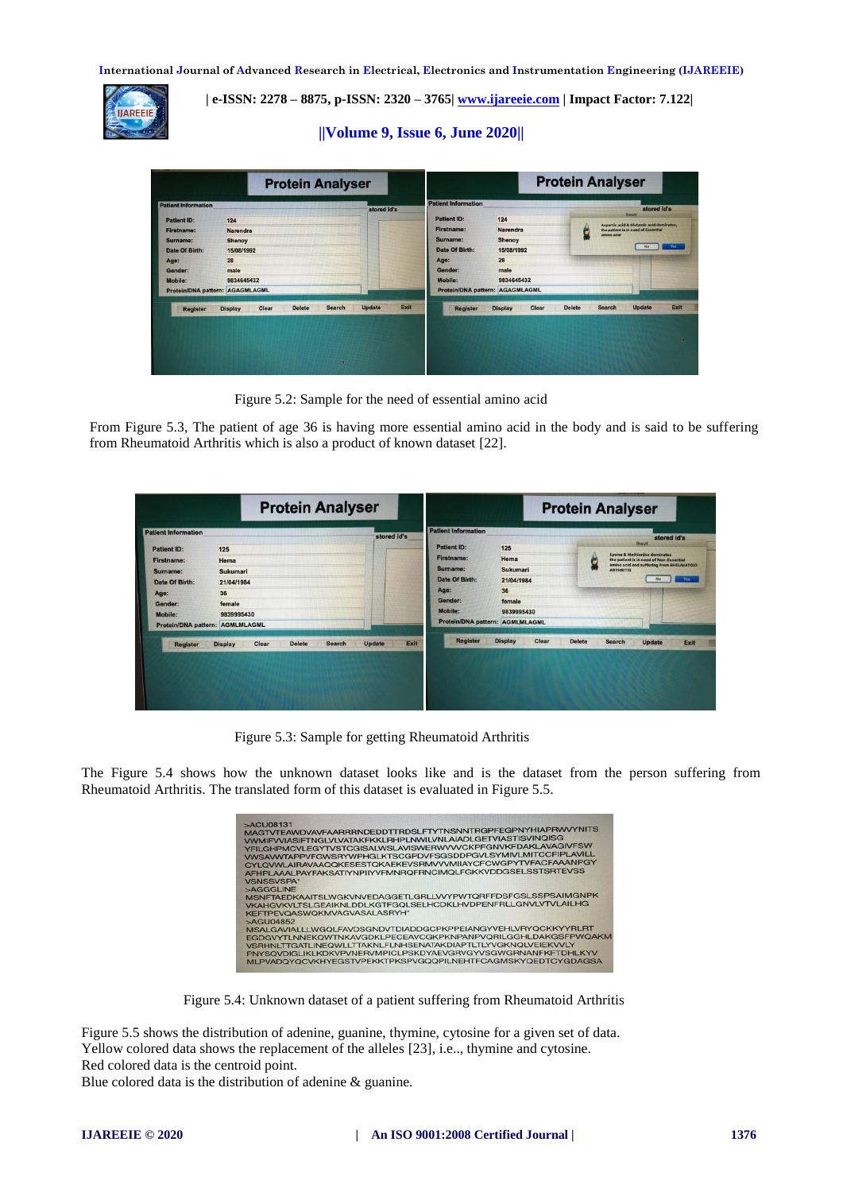Figure 5.2: Sample for the need of essential amino acid

From Figure 5.3, The patient of age 36 is having more essential amino acid in the body and is said to be suffering from Rheumatoid Arthritis which is also a product of known dataset [22].

Figure 5.3: Sample for getting Rheumatoid Arthritis

The Figure 5.4 shows how the unknown dataset looks like and is the dataset from the person suffering from Rheumatoid Arthritis. The translated form of this dataset is evaluated in Figure 5.5.

Figure 5.4: Unknown dataset of a patient suffering from Rheumatoid Arthritis

Figure 5.5 shows the distribution of adenine, guanine, thymine, cytosine for a given set of data.
Yellow colored data shows the replacement of the alleles [23], i.e.., thymine and cytosine.
Red colored data is the centroid point.
Blue colored data is the distribution of adenine & guanine.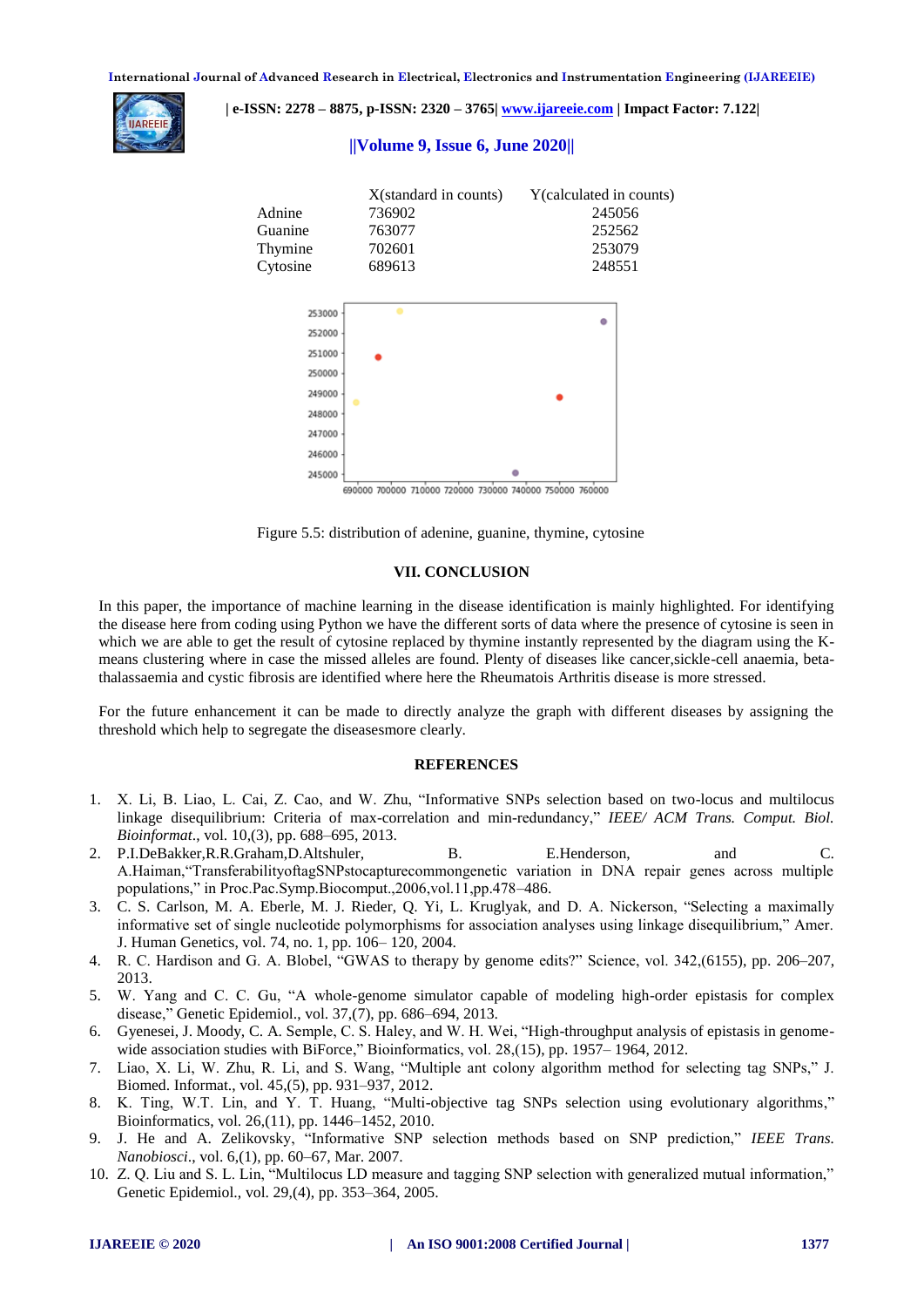| | X(standard in counts) | Y(calculated in counts) |
|---|---|---|
| Adnine | 736902 | 245056 |
| Guanine | 763077 | 252562 |
| Thymine | 702601 | 253079 |
| Cytosine | 689613 | 248551 |

Figure 5.5: distribution of adenine, guanine, thymine, cytosine

## VII. CONCLUSION

In this paper, the importance of machine learning in the disease identification is mainly highlighted. For identifying the disease here from coding using Python we have the different sorts of data where the presence of cytosine is seen in which we are able to get the result of cytosine replaced by thymine instantly represented by the diagram using the K-means clustering where in case the missed alleles are found. Plenty of diseases like cancer,sickle-cell anaemia, beta-thalassaemia and cystic fibrosis are identified where here the Rheumatois Arthritis disease is more stressed.

For the future enhancement it can be made to directly analyze the graph with different diseases by assigning the threshold which help to segregate the diseasesmore clearly.

## REFERENCES

1. X. Li, B. Liao, L. Cai, Z. Cao, and W. Zhu, "Informative SNPs selection based on two-locus and multilocus linkage disequilibrium: Criteria of max-correlation and min-redundancy," *IEEE/ ACM Trans. Comput. Biol. Bioinformat*., vol. 10,(3), pp. 688–695, 2013.
2. P.I.DeBakker,R.R.Graham,D.Altshuler, B. E.Henderson, and C. A.Haiman,"TransferabilityoftagSNPstocapturecommongenetic variation in DNA repair genes across multiple populations," in Proc.Pac.Symp.Biocomput.,2006,vol.11,pp.478–486.
3. C. S. Carlson, M. A. Eberle, M. J. Rieder, Q. Yi, L. Kruglyak, and D. A. Nickerson, "Selecting a maximally informative set of single nucleotide polymorphisms for association analyses using linkage disequilibrium," Amer. J. Human Genetics, vol. 74, no. 1, pp. 106– 120, 2004.
4. R. C. Hardison and G. A. Blobel, "GWAS to therapy by genome edits?" Science, vol. 342,(6155), pp. 206–207, 2013.
5. W. Yang and C. C. Gu, "A whole-genome simulator capable of modeling high-order epistasis for complex disease," Genetic Epidemiol., vol. 37,(7), pp. 686–694, 2013.
6. Gyenesei, J. Moody, C. A. Semple, C. S. Haley, and W. H. Wei, "High-throughput analysis of epistasis in genome-wide association studies with BiForce," Bioinformatics, vol. 28,(15), pp. 1957– 1964, 2012.
7. Liao, X. Li, W. Zhu, R. Li, and S. Wang, "Multiple ant colony algorithm method for selecting tag SNPs," J. Biomed. Informat., vol. 45,(5), pp. 931–937, 2012.
8. K. Ting, W.T. Lin, and Y. T. Huang, "Multi-objective tag SNPs selection using evolutionary algorithms," Bioinformatics, vol. 26,(11), pp. 1446–1452, 2010.
9. J. He and A. Zelikovsky, "Informative SNP selection methods based on SNP prediction," *IEEE Trans. Nanobiosci*., vol. 6,(1), pp. 60–67, Mar. 2007.
10. Z. Q. Liu and S. L. Lin, "Multilocus LD measure and tagging SNP selection with generalized mutual information," Genetic Epidemiol., vol. 29,(4), pp. 353–364, 2005.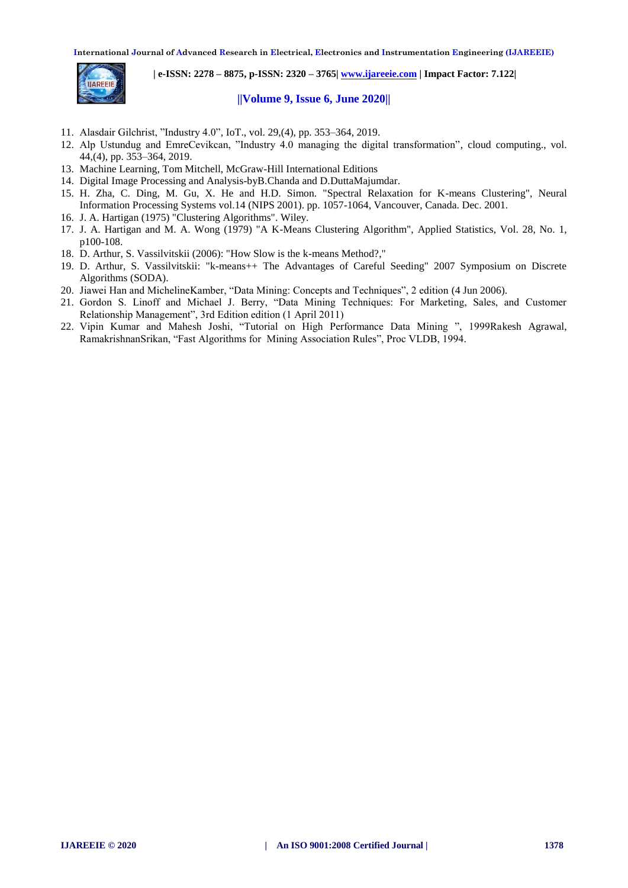11. Alasdair Gilchrist, ”Industry 4.0”, IoT., vol. 29,(4), pp. 353–364, 2019.
12. Alp Ustundug and EmreCevikcan, ”Industry 4.0 managing the digital transformation”, cloud computing., vol. 44,(4), pp. 353–364, 2019.
13. Machine Learning, Tom Mitchell, McGraw-Hill International Editions
14. Digital Image Processing and Analysis-byB.Chanda and D.DuttaMajumdar.
15. H. Zha, C. Ding, M. Gu, X. He and H.D. Simon. "Spectral Relaxation for K-means Clustering", Neural Information Processing Systems vol.14 (NIPS 2001). pp. 1057-1064, Vancouver, Canada. Dec. 2001.
16. J. A. Hartigan (1975) "Clustering Algorithms". Wiley.
17. J. A. Hartigan and M. A. Wong (1979) "A K-Means Clustering Algorithm", Applied Statistics, Vol. 28, No. 1, p100-108.
18. D. Arthur, S. Vassilvitskii (2006): "How Slow is the k-means Method?,"
19. D. Arthur, S. Vassilvitskii: "k-means++ The Advantages of Careful Seeding" 2007 Symposium on Discrete Algorithms (SODA).
20. Jiawei Han and MichelineKamber, “Data Mining: Concepts and Techniques”, 2 edition (4 Jun 2006).
21. Gordon S. Linoff and Michael J. Berry, “Data Mining Techniques: For Marketing, Sales, and Customer Relationship Management”, 3rd Edition edition (1 April 2011)
22. Vipin Kumar and Mahesh Joshi, “Tutorial on High Performance Data Mining ”, 1999Rakesh Agrawal, RamakrishnanSrikan, “Fast Algorithms for Mining Association Rules”, Proc VLDB, 1994.